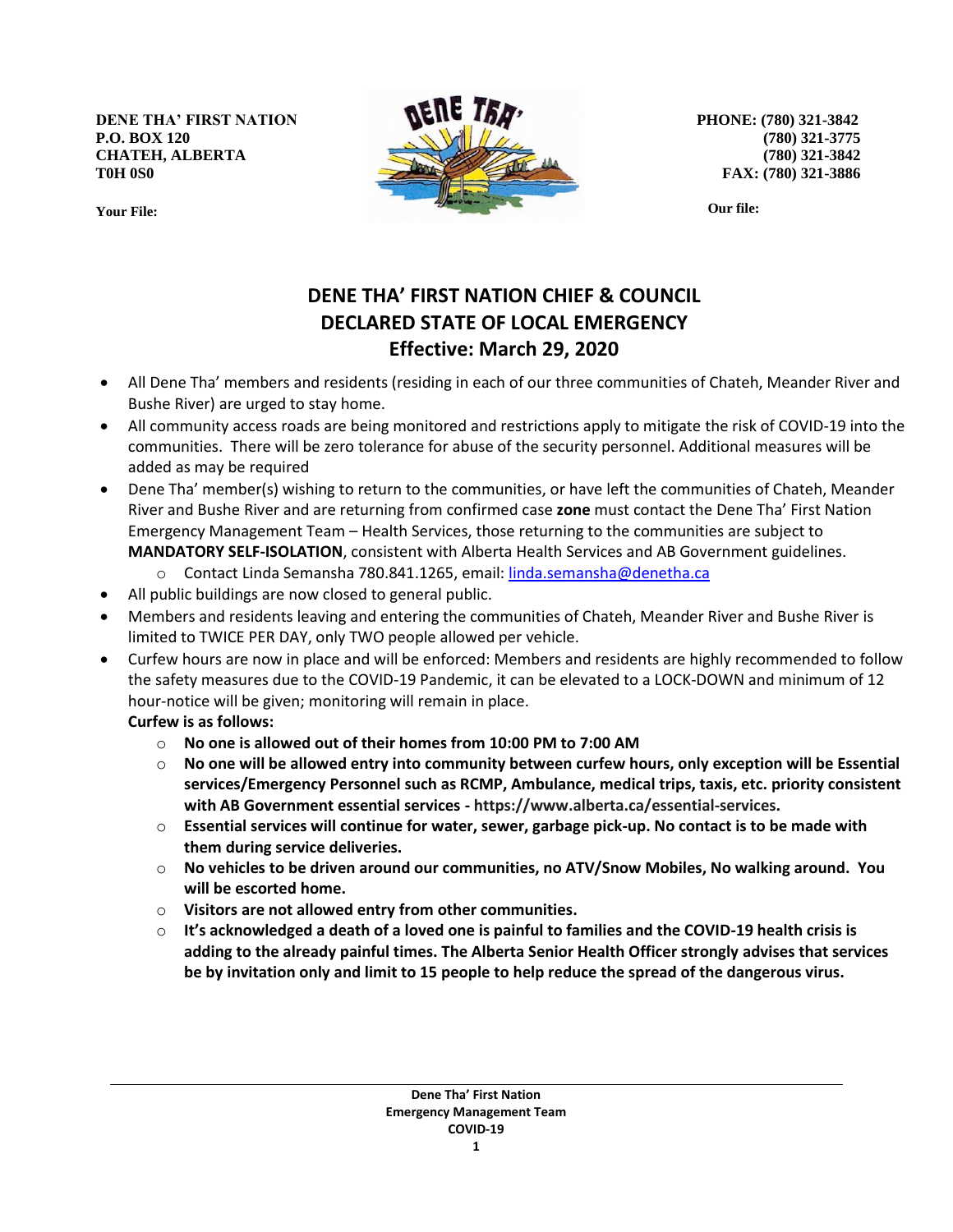**DENE THA' FIRST NATION**
**P.O. BOX 120**
**CHATEH, ALBERTA**
**T0H 0S0**

**Your File:**

**PHONE: (780) 321-3842**
**(780) 321-3775**
**(780) 321-3842**
**FAX: (780) 321-3886**

**Our file:**

# DENE THA' FIRST NATION CHIEF & COUNCIL
# DECLARED STATE OF LOCAL EMERGENCY
## Effective: March 29, 2020

- All Dene Tha' members and residents (residing in each of our three communities of Chateh, Meander River and Bushe River) are urged to stay home.
- All community access roads are being monitored and restrictions apply to mitigate the risk of COVID-19 into the communities. There will be zero tolerance for abuse of the security personnel. Additional measures will be added as may be required
- Dene Tha' member(s) wishing to return to the communities, or have left the communities of Chateh, Meander River and Bushe River and are returning from confirmed case **zone** must contact the Dene Tha' First Nation Emergency Management Team – Health Services, those returning to the communities are subject to **MANDATORY SELF-ISOLATION**, consistent with Alberta Health Services and AB Government guidelines.
  - Contact Linda Semansha 780.841.1265, email: linda.semansha@denetha.ca
- All public buildings are now closed to general public.
- Members and residents leaving and entering the communities of Chateh, Meander River and Bushe River is limited to TWICE PER DAY, only TWO people allowed per vehicle.
- Curfew hours are now in place and will be enforced: Members and residents are highly recommended to follow the safety measures due to the COVID-19 Pandemic, it can be elevated to a LOCK-DOWN and minimum of 12 hour-notice will be given; monitoring will remain in place.

  **Curfew is as follows:**
  - **No one is allowed out of their homes from 10:00 PM to 7:00 AM**
  - **No one will be allowed entry into community between curfew hours, only exception will be Essential services/Emergency Personnel such as RCMP, Ambulance, medical trips, taxis, etc. priority consistent with AB Government essential services - https://www.alberta.ca/essential-services.**
  - **Essential services will continue for water, sewer, garbage pick-up. No contact is to be made with them during service deliveries.**
  - **No vehicles to be driven around our communities, no ATV/Snow Mobiles, No walking around. You will be escorted home.**
  - **Visitors are not allowed entry from other communities.**
  - **It's acknowledged a death of a loved one is painful to families and the COVID-19 health crisis is adding to the already painful times. The Alberta Senior Health Officer strongly advises that services be by invitation only and limit to 15 people to help reduce the spread of the dangerous virus.**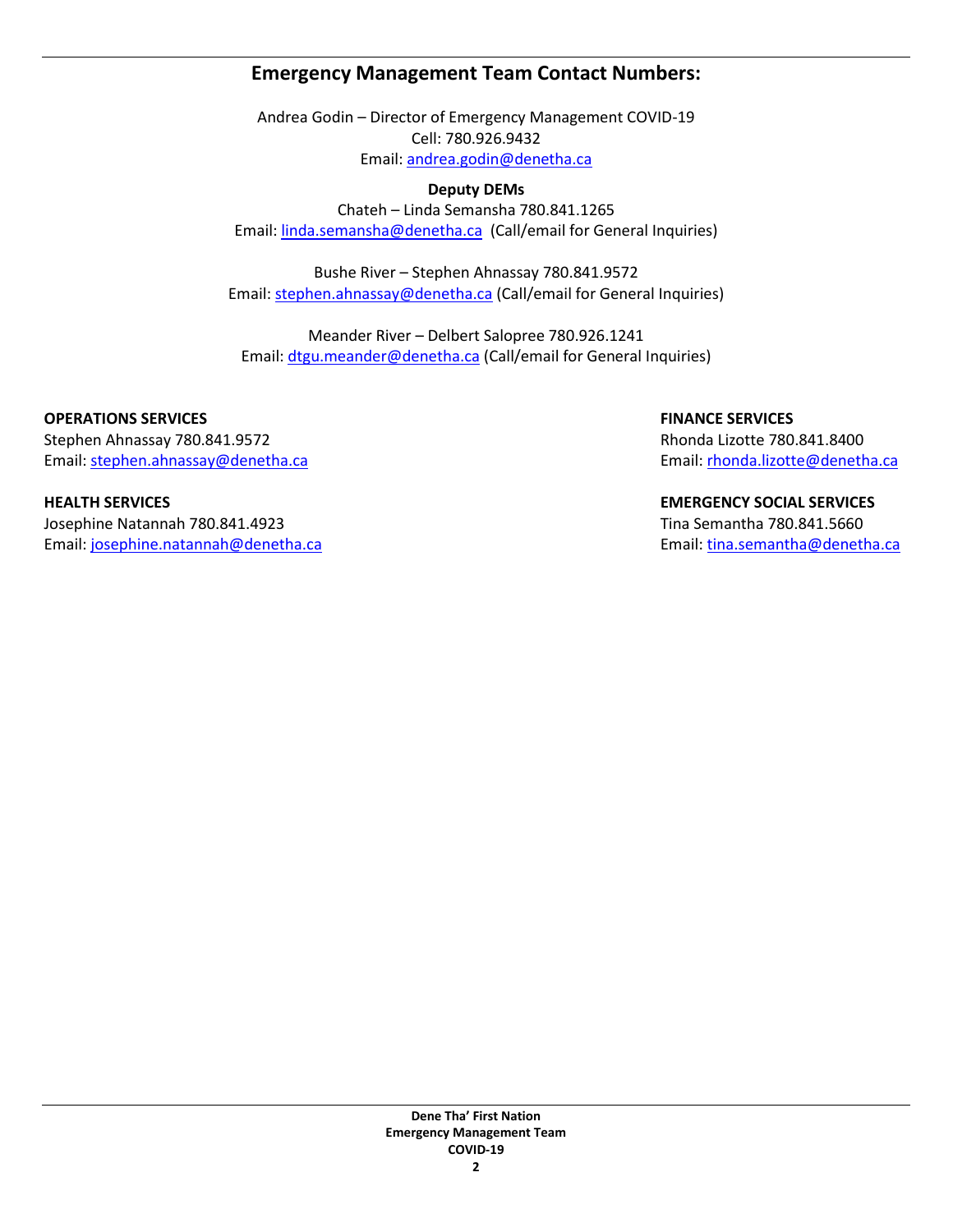## Emergency Management Team Contact Numbers:

Andrea Godin – Director of Emergency Management COVID-19
Cell: 780.926.9432
Email: andrea.godin@denetha.ca

**Deputy DEMs**

Chateh – Linda Semansha 780.841.1265
Email: linda.semansha@denetha.ca (Call/email for General Inquiries)

Bushe River – Stephen Ahnassay 780.841.9572
Email: stephen.ahnassay@denetha.ca (Call/email for General Inquiries)

Meander River – Delbert Salopree 780.926.1241
Email: dtgu.meander@denetha.ca (Call/email for General Inquiries)

**OPERATIONS SERVICES**
Stephen Ahnassay 780.841.9572
Email: stephen.ahnassay@denetha.ca

**FINANCE SERVICES**
Rhonda Lizotte 780.841.8400
Email: rhonda.lizotte@denetha.ca

**HEALTH SERVICES**
Josephine Natannah 780.841.4923
Email: josephine.natannah@denetha.ca

**EMERGENCY SOCIAL SERVICES**
Tina Semantha 780.841.5660
Email: tina.semantha@denetha.ca